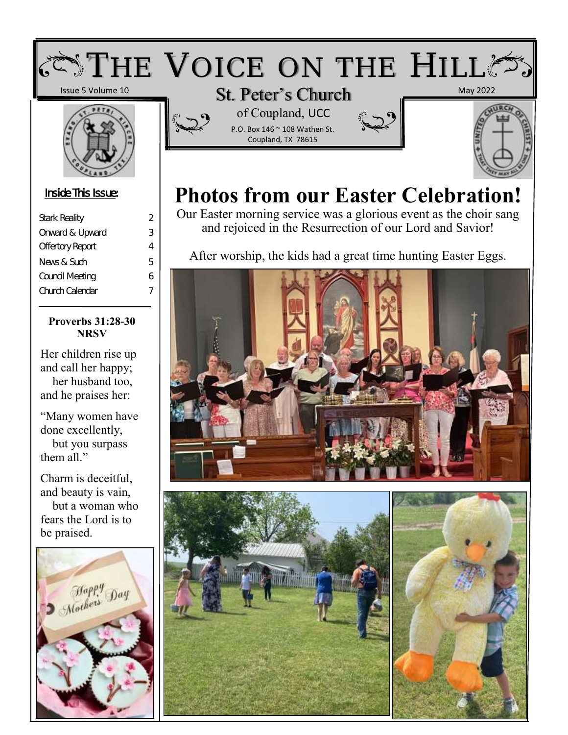# THE VOICE ON THE HILL

Issue 5 Volume 10

## St. Peter's Church

of Coupland, UCC

P.O. Box 146 ~ 108 Wathen St.
Coupland, TX 78615

May 2022

**Inside This Issue:**

| | |
|---|---|
| Stark Reality | 2 |
| Onward & Upward | 3 |
| Offertory Report | 4 |
| News & Such | 5 |
| Council Meeting | 6 |
| Church Calendar | 7 |

**Proverbs 31:28-30 NRSV**

Her children rise up and call her happy;
her husband too, and he praises her:

"Many women have done excellently,
but you surpass them all."

Charm is deceitful, and beauty is vain,
but a woman who fears the Lord is to be praised.

# Photos from our Easter Celebration!

Our Easter morning service was a glorious event as the choir sang and rejoiced in the Resurrection of our Lord and Savior!

After worship, the kids had a great time hunting Easter Eggs.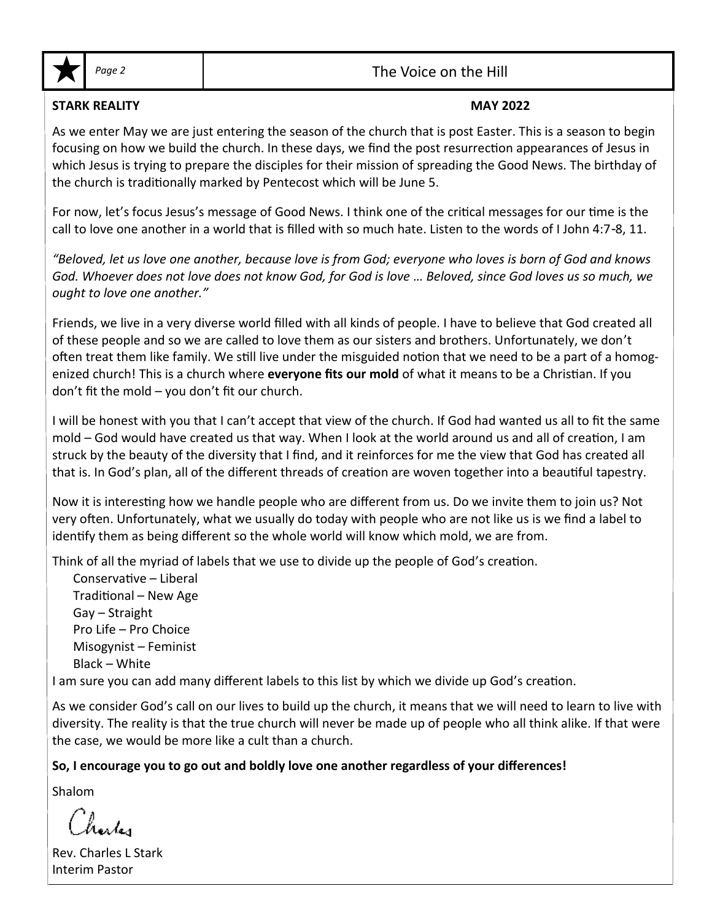**STARK REALITY** **MAY 2022**

As we enter May we are just entering the season of the church that is post Easter. This is a season to begin focusing on how we build the church. In these days, we find the post resurrection appearances of Jesus in which Jesus is trying to prepare the disciples for their mission of spreading the Good News. The birthday of the church is traditionally marked by Pentecost which will be June 5.

For now, let's focus Jesus's message of Good News. I think one of the critical messages for our time is the call to love one another in a world that is filled with so much hate. Listen to the words of I John 4:7-8, 11.

*"Beloved, let us love one another, because love is from God; everyone who loves is born of God and knows God. Whoever does not love does not know God, for God is love … Beloved, since God loves us so much, we ought to love one another."*

Friends, we live in a very diverse world filled with all kinds of people. I have to believe that God created all of these people and so we are called to love them as our sisters and brothers. Unfortunately, we don't often treat them like family. We still live under the misguided notion that we need to be a part of a homogenized church! This is a church where **everyone fits our mold** of what it means to be a Christian. If you don't fit the mold – you don't fit our church.

I will be honest with you that I can't accept that view of the church. If God had wanted us all to fit the same mold – God would have created us that way. When I look at the world around us and all of creation, I am struck by the beauty of the diversity that I find, and it reinforces for me the view that God has created all that is. In God's plan, all of the different threads of creation are woven together into a beautiful tapestry.

Now it is interesting how we handle people who are different from us. Do we invite them to join us? Not very often. Unfortunately, what we usually do today with people who are not like us is we find a label to identify them as being different so the whole world will know which mold, we are from.

Think of all the myriad of labels that we use to divide up the people of God's creation.

Conservative – Liberal
Traditional – New Age
Gay – Straight
Pro Life – Pro Choice
Misogynist – Feminist
Black – White

I am sure you can add many different labels to this list by which we divide up God's creation.

As we consider God's call on our lives to build up the church, it means that we will need to learn to live with diversity. The reality is that the true church will never be made up of people who all think alike. If that were the case, we would be more like a cult than a church.

**So, I encourage you to go out and boldly love one another regardless of your differences!**

Shalom

Charles

Rev. Charles L Stark
Interim Pastor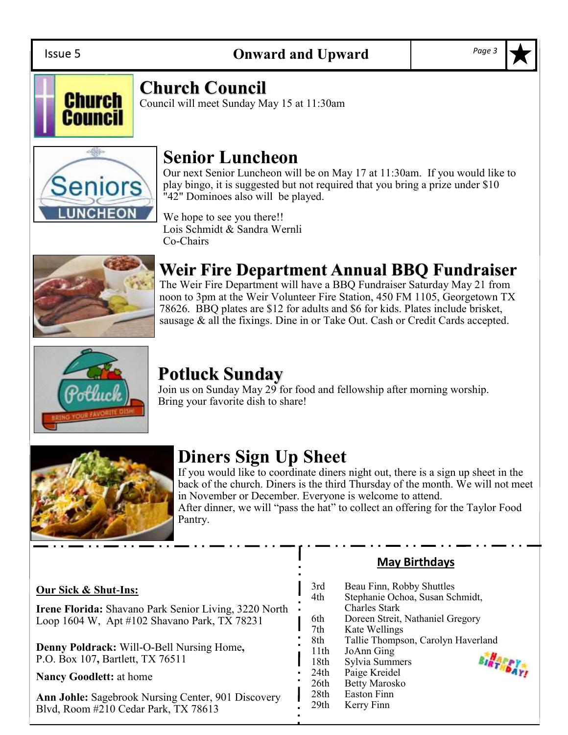## Church Council

Council will meet Sunday May 15 at 11:30am

## Senior Luncheon

Our next Senior Luncheon will be on May 17 at 11:30am. If you would like to play bingo, it is suggested but not required that you bring a prize under $10 "42" Dominoes also will be played.

We hope to see you there!!
Lois Schmidt & Sandra Wernli
Co-Chairs

## Weir Fire Department Annual BBQ Fundraiser

The Weir Fire Department will have a BBQ Fundraiser Saturday May 21 from noon to 3pm at the Weir Volunteer Fire Station, 450 FM 1105, Georgetown TX 78626. BBQ plates are $12 for adults and $6 for kids. Plates include brisket, sausage & all the fixings. Dine in or Take Out. Cash or Credit Cards accepted.

## Potluck Sunday

Join us on Sunday May 29 for food and fellowship after morning worship. Bring your favorite dish to share!

## Diners Sign Up Sheet

If you would like to coordinate diners night out, there is a sign up sheet in the back of the church. Diners is the third Thursday of the month. We will not meet in November or December. Everyone is welcome to attend.
After dinner, we will "pass the hat" to collect an offering for the Taylor Food Pantry.

**Our Sick & Shut-Ins:**

**Irene Florida:** Shavano Park Senior Living, 3220 North Loop 1604 W, Apt #102 Shavano Park, TX 78231

**Denny Poldrack:** Will-O-Bell Nursing Home, P.O. Box 107, Bartlett, TX 76511

**Nancy Goodlett:** at home

**Ann Johle:** Sagebrook Nursing Center, 901 Discovery Blvd, Room #210 Cedar Park, TX 78613

**May Birthdays**

| | |
|---|---|
| 3rd | Beau Finn, Robby Shuttles |
| 4th | Stephanie Ochoa, Susan Schmidt, Charles Stark |
| 6th | Doreen Streit, Nathaniel Gregory |
| 7th | Kate Wellings |
| 8th | Tallie Thompson, Carolyn Haverland |
| 11th | JoAnn Ging |
| 18th | Sylvia Summers |
| 24th | Paige Kreidel |
| 26th | Betty Marosko |
| 28th | Easton Finn |
| 29th | Kerry Finn |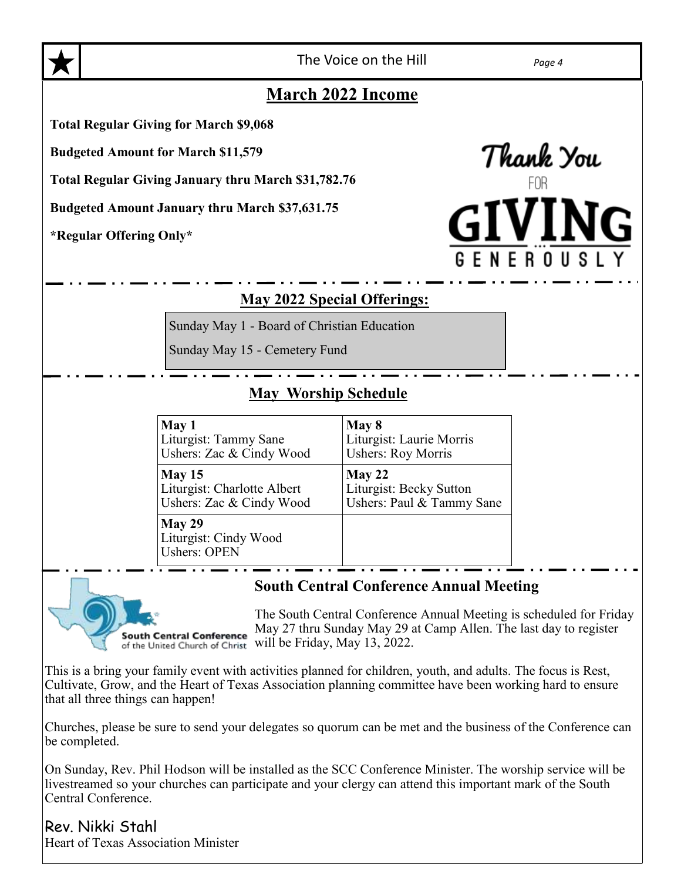## March 2022 Income

**Total Regular Giving for March $9,068**

**Budgeted Amount for March $11,579**

**Total Regular Giving January thru March $31,782.76**

**Budgeted Amount January thru March $37,631.75**

**\*Regular Offering Only\***

Thank You FOR GIVING GENEROUSLY

## May 2022 Special Offerings:

Sunday May 1 - Board of Christian Education

Sunday May 15 - Cemetery Fund

## May Worship Schedule

| | |
|---|---|
| **May 1**<br>Liturgist: Tammy Sane<br>Ushers: Zac & Cindy Wood | **May 8**<br>Liturgist: Laurie Morris<br>Ushers: Roy Morris |
| **May 15**<br>Liturgist: Charlotte Albert<br>Ushers: Zac & Cindy Wood | **May 22**<br>Liturgist: Becky Sutton<br>Ushers: Paul & Tammy Sane |
| **May 29**<br>Liturgist: Cindy Wood<br>Ushers: OPEN | |

## South Central Conference Annual Meeting

South Central Conference of the United Church of Christ

The South Central Conference Annual Meeting is scheduled for Friday May 27 thru Sunday May 29 at Camp Allen. The last day to register will be Friday, May 13, 2022.

This is a bring your family event with activities planned for children, youth, and adults. The focus is Rest, Cultivate, Grow, and the Heart of Texas Association planning committee have been working hard to ensure that all three things can happen!

Churches, please be sure to send your delegates so quorum can be met and the business of the Conference can be completed.

On Sunday, Rev. Phil Hodson will be installed as the SCC Conference Minister. The worship service will be livestreamed so your churches can participate and your clergy can attend this important mark of the South Central Conference.

Rev. Nikki Stahl
Heart of Texas Association Minister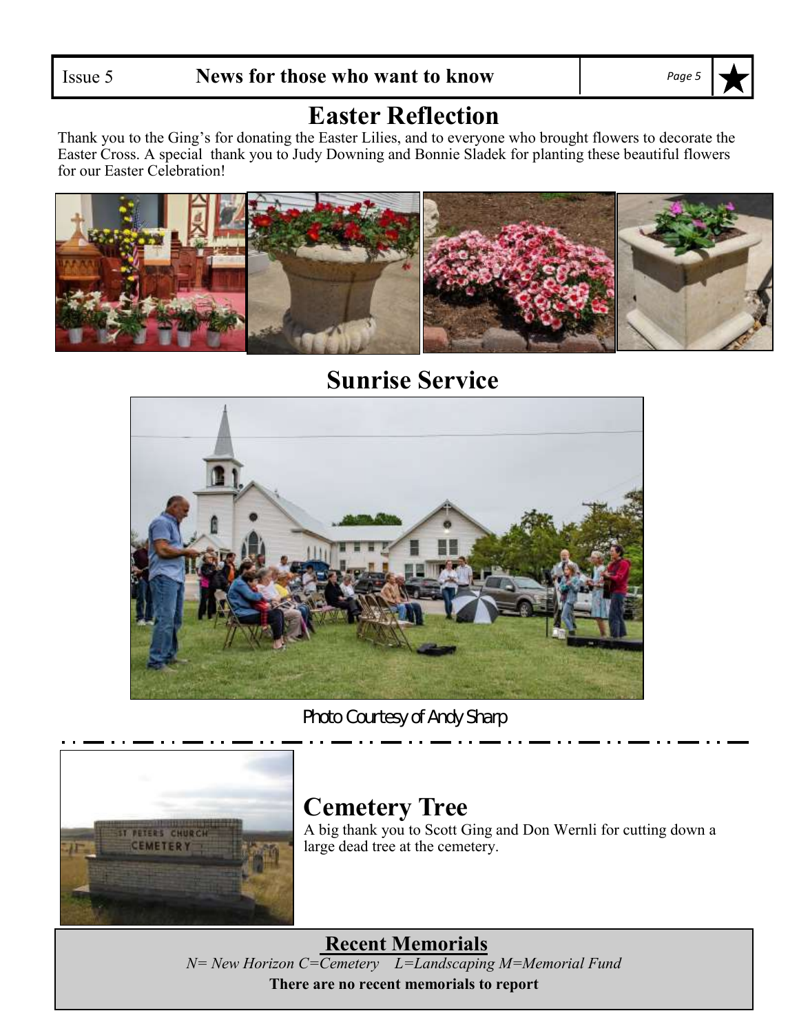# Easter Reflection

Thank you to the Ging's for donating the Easter Lilies, and to everyone who brought flowers to decorate the Easter Cross. A special thank you to Judy Downing and Bonnie Sladek for planting these beautiful flowers for our Easter Celebration!

# Sunrise Service

Photo Courtesy of Andy Sharp

# Cemetery Tree

A big thank you to Scott Ging and Don Wernli for cutting down a large dead tree at the cemetery.

## Recent Memorials

*N= New Horizon C=Cemetery L=Landscaping M=Memorial Fund*

**There are no recent memorials to report**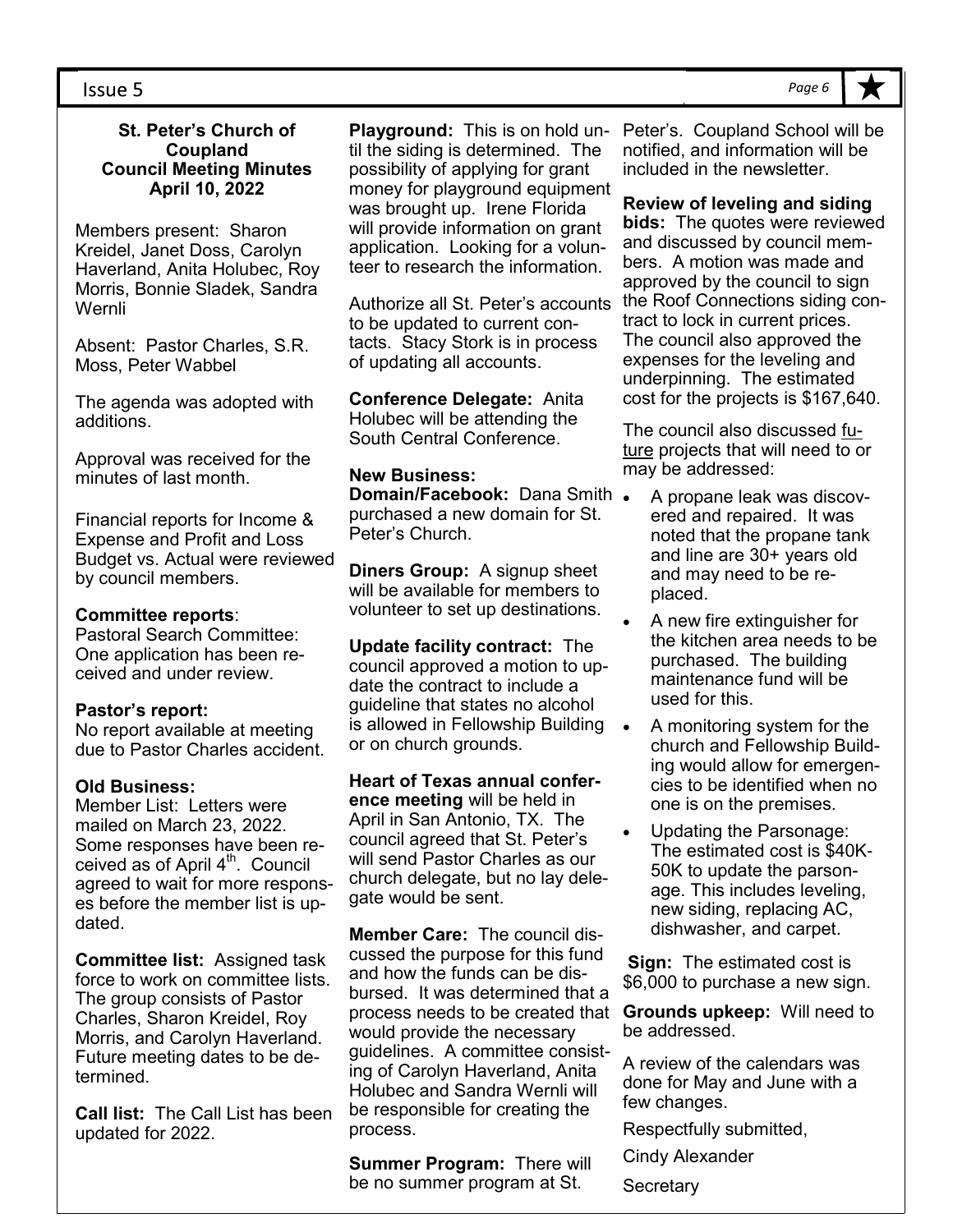## St. Peter's Church of Coupland
## Council Meeting Minutes
## April 10, 2022

Members present: Sharon Kreidel, Janet Doss, Carolyn Haverland, Anita Holubec, Roy Morris, Bonnie Sladek, Sandra Wernli

Absent: Pastor Charles, S.R. Moss, Peter Wabbel

The agenda was adopted with additions.

Approval was received for the minutes of last month.

Financial reports for Income & Expense and Profit and Loss Budget vs. Actual were reviewed by council members.

**Committee reports**:
Pastoral Search Committee: One application has been received and under review.

**Pastor's report:**
No report available at meeting due to Pastor Charles accident.

**Old Business:**
Member List: Letters were mailed on March 23, 2022. Some responses have been received as of April 4th. Council agreed to wait for more responses before the member list is updated.

**Committee list:** Assigned task force to work on committee lists. The group consists of Pastor Charles, Sharon Kreidel, Roy Morris, and Carolyn Haverland. Future meeting dates to be determined.

**Call list:** The Call List has been updated for 2022.

**Playground:** This is on hold until the siding is determined. The possibility of applying for grant money for playground equipment was brought up. Irene Florida will provide information on grant application. Looking for a volunteer to research the information.

Authorize all St. Peter's accounts to be updated to current contacts. Stacy Stork is in process of updating all accounts.

**Conference Delegate:** Anita Holubec will be attending the South Central Conference.

**New Business:**
**Domain/Facebook:** Dana Smith purchased a new domain for St. Peter's Church.

**Diners Group:** A signup sheet will be available for members to volunteer to set up destinations.

**Update facility contract:** The council approved a motion to update the contract to include a guideline that states no alcohol is allowed in Fellowship Building or on church grounds.

**Heart of Texas annual conference meeting** will be held in April in San Antonio, TX. The council agreed that St. Peter's will send Pastor Charles as our church delegate, but no lay delegate would be sent.

**Member Care:** The council discussed the purpose for this fund and how the funds can be disbursed. It was determined that a process needs to be created that would provide the necessary guidelines. A committee consisting of Carolyn Haverland, Anita Holubec and Sandra Wernli will be responsible for creating the process.

**Summer Program:** There will be no summer program at St. Peter's. Coupland School will be notified, and information will be included in the newsletter.

**Review of leveling and siding bids:** The quotes were reviewed and discussed by council members. A motion was made and approved by the council to sign the Roof Connections siding contract to lock in current prices. The council also approved the expenses for the leveling and underpinning. The estimated cost for the projects is $167,640.

The council also discussed future projects that will need to or may be addressed:

- A propane leak was discovered and repaired. It was noted that the propane tank and line are 30+ years old and may need to be replaced.
- A new fire extinguisher for the kitchen area needs to be purchased. The building maintenance fund will be used for this.
- A monitoring system for the church and Fellowship Building would allow for emergencies to be identified when no one is on the premises.
- Updating the Parsonage: The estimated cost is $40K-50K to update the parsonage. This includes leveling, new siding, replacing AC, dishwasher, and carpet.

**Sign:** The estimated cost is $6,000 to purchase a new sign.

**Grounds upkeep:** Will need to be addressed.

A review of the calendars was done for May and June with a few changes.

Respectfully submitted,

Cindy Alexander

Secretary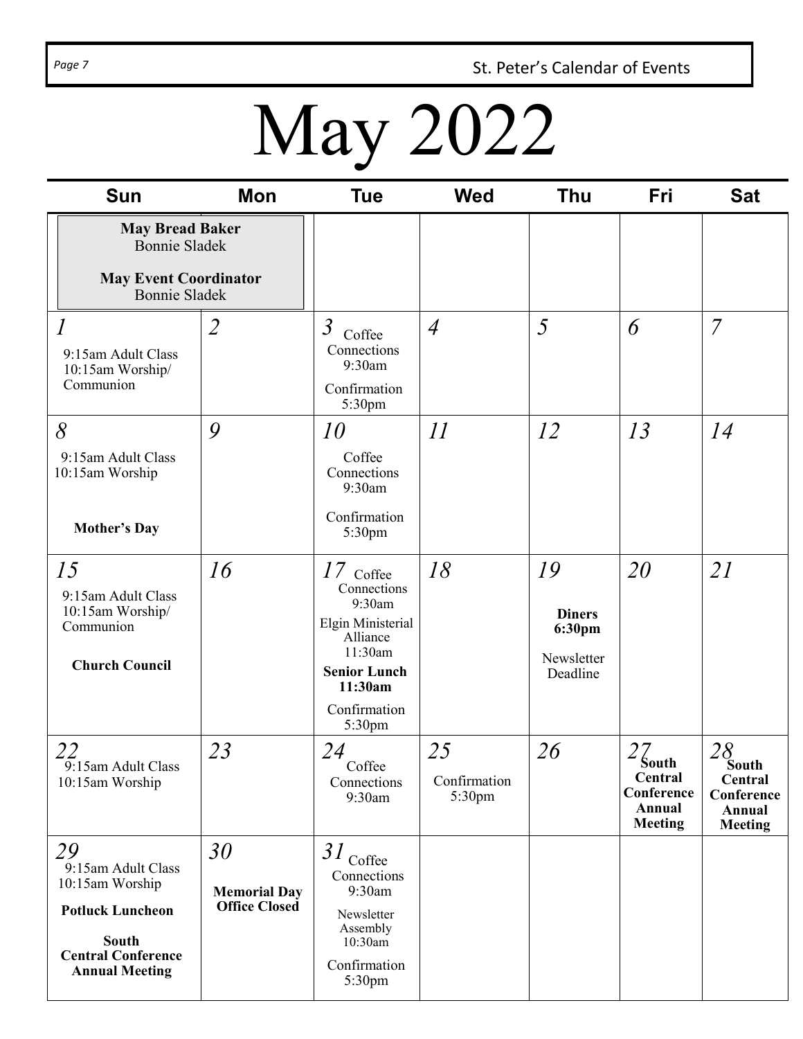# May 2022

| Sun | Mon | Tue | Wed | Thu | Fri | Sat |
|---|---|---|---|---|---|---|
| **May Bread Baker** Bonnie Sladek<br><br>**May Event Coordinator** Bonnie Sladek | | | | | | |
| *1*<br>9:15am Adult Class<br>10:15am Worship/ Communion | *2* | *3*<br>Coffee Connections 9:30am<br>Confirmation 5:30pm | *4* | *5* | *6* | *7* |
| *8*<br>9:15am Adult Class<br>10:15am Worship<br>**Mother's Day** | *9* | *10*<br>Coffee Connections 9:30am<br>Confirmation 5:30pm | *11* | *12* | *13* | *14* |
| *15*<br>9:15am Adult Class<br>10:15am Worship/ Communion<br>**Church Council** | *16* | *17*<br>Coffee Connections 9:30am<br>Elgin Ministerial Alliance 11:30am<br>**Senior Lunch 11:30am**<br>Confirmation 5:30pm | *18* | *19*<br>**Diners 6:30pm**<br>Newsletter Deadline | *20* | *21* |
| *22*<br>9:15am Adult Class<br>10:15am Worship | *23* | *24*<br>Coffee Connections 9:30am | *25*<br>Confirmation 5:30pm | *26* | *27*<br>**South Central Conference Annual Meeting** | *28*<br>**South Central Conference Annual Meeting** |
| *29*<br>9:15am Adult Class<br>10:15am Worship<br>**Potluck Luncheon**<br>**South Central Conference Annual Meeting** | *30*<br>**Memorial Day Office Closed** | *31*<br>Coffee Connections 9:30am<br>Newsletter Assembly 10:30am<br>Confirmation 5:30pm | | | | |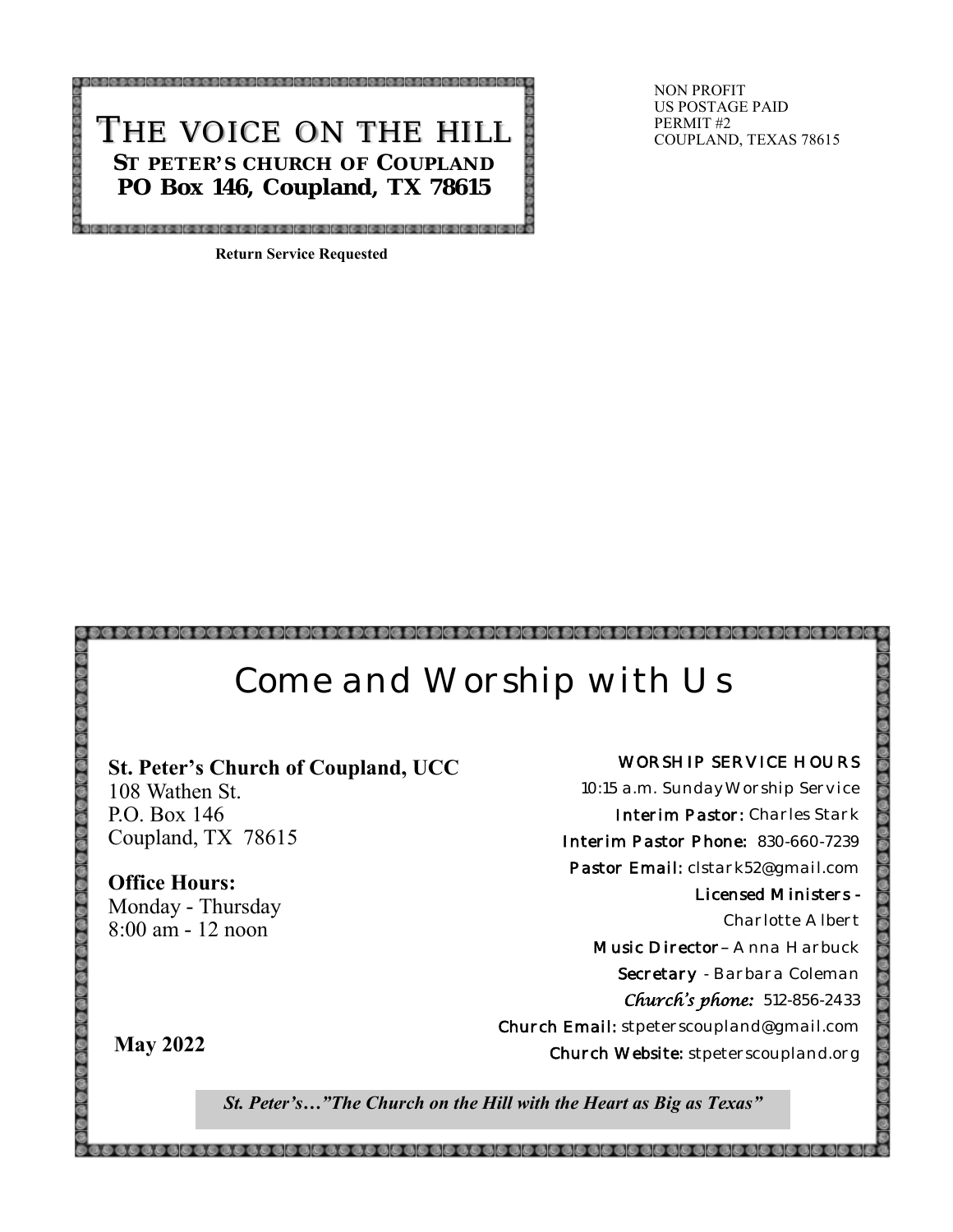# THE VOICE ON THE HILL

**ST PETER'S CHURCH OF COUPLAND**
**PO Box 146, Coupland, TX 78615**

**Return Service Requested**

NON PROFIT
US POSTAGE PAID
PERMIT #2
COUPLAND, TEXAS 78615

## Come and Worship with Us

**St. Peter's Church of Coupland, UCC**
108 Wathen St.
P.O. Box 146
Coupland, TX 78615

**Office Hours:**
Monday - Thursday
8:00 am - 12 noon

**May 2022**

WORSHIP SERVICE HOURS
10:15 a.m. Sunday Worship Service
**Interim Pastor:** Charles Stark
**Interim Pastor Phone:** 830-660-7239
**Pastor Email:** clstark52@gmail.com
**Licensed Ministers -**
Charlotte Albert
**Music Director** – Anna Harbuck
**Secretary** - Barbara Coleman
*Church's phone:* 512-856-2433
**Church Email:** stpeterscoupland@gmail.com
**Church Website:** stpeterscoupland.org

***St. Peter's…"The Church on the Hill with the Heart as Big as Texas"***